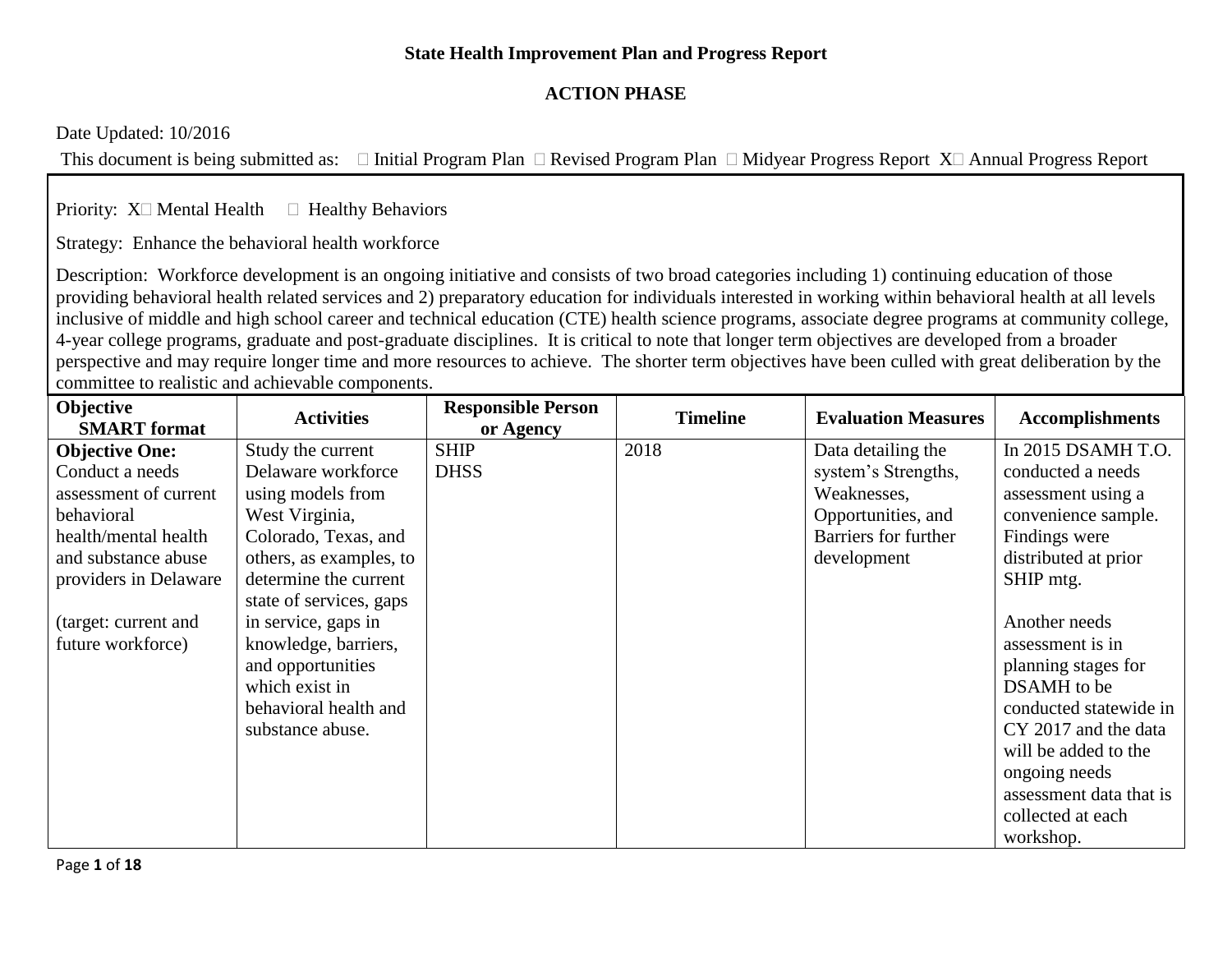**State Health Improvement Plan and Progress Report**

**ACTION PHASE**

Date Updated: 10/2016

This document is being submitted as: ☐ Initial Program Plan ☐ Revised Program Plan ☐ Midyear Progress Report X☐ Annual Progress Report

Priority: X☐ Mental Health ☐ Healthy Behaviors

Strategy: Enhance the behavioral health workforce

Description: Workforce development is an ongoing initiative and consists of two broad categories including 1) continuing education of those providing behavioral health related services and 2) preparatory education for individuals interested in working within behavioral health at all levels inclusive of middle and high school career and technical education (CTE) health science programs, associate degree programs at community college, 4-year college programs, graduate and post-graduate disciplines. It is critical to note that longer term objectives are developed from a broader perspective and may require longer time and more resources to achieve. The shorter term objectives have been culled with great deliberation by the committee to realistic and achievable components.

| Objective SMART format | Activities | Responsible Person or Agency | Timeline | Evaluation Measures | Accomplishments |
|---|---|---|---|---|---|
| **Objective One:** Conduct a needs assessment of current behavioral health/mental health and substance abuse providers in Delaware<br><br>(target: current and future workforce) | Study the current Delaware workforce using models from West Virginia, Colorado, Texas, and others, as examples, to determine the current state of services, gaps in service, gaps in knowledge, barriers, and opportunities which exist in behavioral health and substance abuse. | SHIP<br>DHSS | 2018 | Data detailing the system's Strengths, Weaknesses, Opportunities, and Barriers for further development | In 2015 DSAMH T.O. conducted a needs assessment using a convenience sample. Findings were distributed at prior SHIP mtg.<br><br>Another needs assessment is in planning stages for DSAMH to be conducted statewide in CY 2017 and the data will be added to the ongoing needs assessment data that is collected at each workshop. |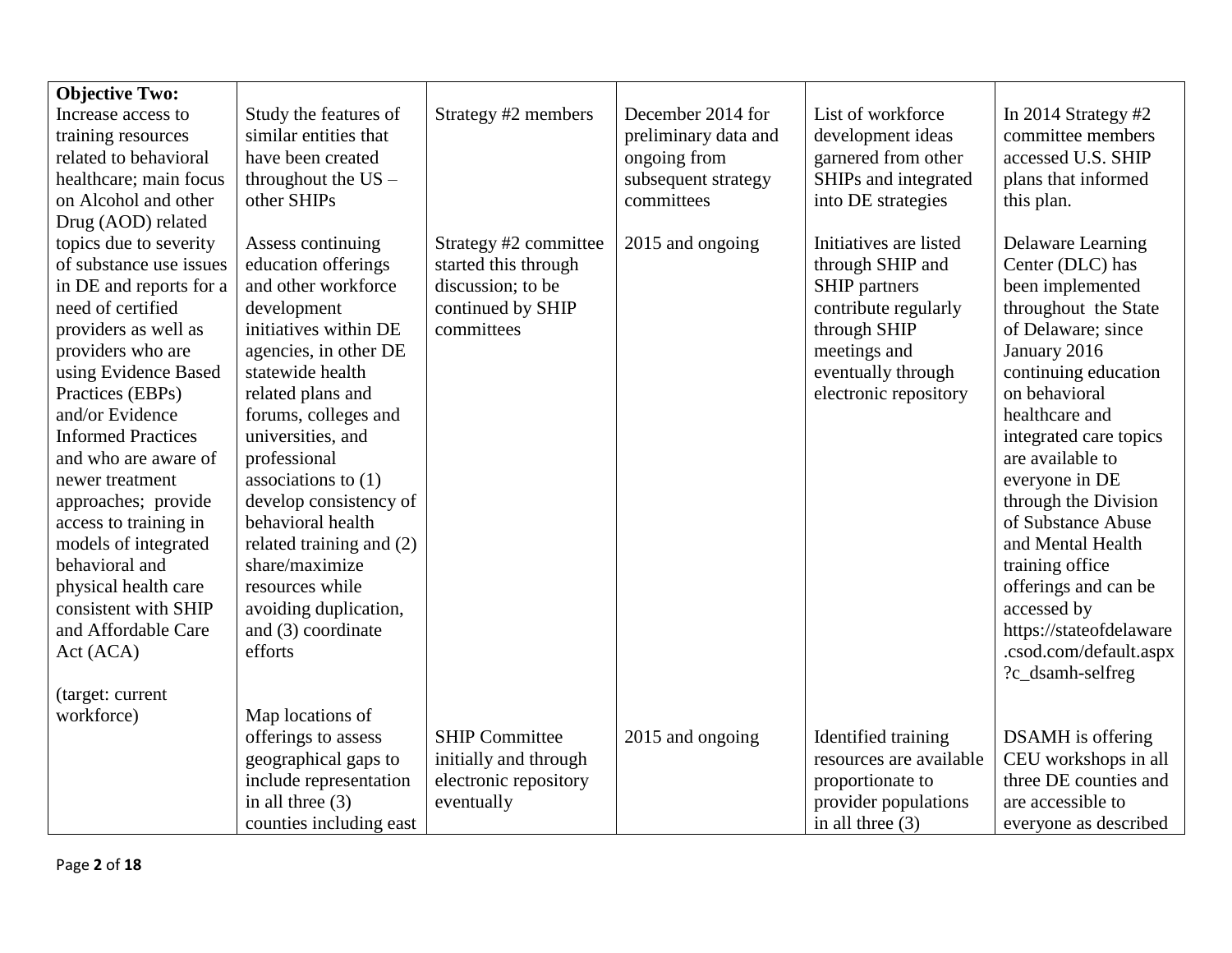| **Objective Two:** Increase access to training resources related to behavioral healthcare; main focus on Alcohol and other Drug (AOD) related topics due to severity of substance use issues in DE and reports for a need of certified providers as well as providers who are using Evidence Based Practices (EBPs) and/or Evidence Informed Practices and who are aware of newer treatment approaches; provide access to training in models of integrated behavioral and physical health care consistent with SHIP and Affordable Care Act (ACA) (target: current workforce) | Study the features of similar entities that have been created throughout the US – other SHIPs | Strategy #2 members | December 2014 for preliminary data and ongoing from subsequent strategy committees | List of workforce development ideas garnered from other SHIPs and integrated into DE strategies | In 2014 Strategy #2 committee members accessed U.S. SHIP plans that informed this plan. |
|---|---|---|---|---|---|
| | Assess continuing education offerings and other workforce development initiatives within DE agencies, in other DE statewide health related plans and forums, colleges and universities, and professional associations to (1) develop consistency of behavioral health related training and (2) share/maximize resources while avoiding duplication, and (3) coordinate efforts | Strategy #2 committee started this through discussion; to be continued by SHIP committees | 2015 and ongoing | Initiatives are listed through SHIP and SHIP partners contribute regularly through SHIP meetings and eventually through electronic repository | Delaware Learning Center (DLC) has been implemented throughout the State of Delaware; since January 2016 continuing education on behavioral healthcare and integrated care topics are available to everyone in DE through the Division of Substance Abuse and Mental Health training office offerings and can be accessed by https://stateofdelaware.csod.com/default.aspx?c_dsamh-selfreg |
| | Map locations of offerings to assess geographical gaps to include representation in all three (3) counties including east | SHIP Committee initially and through electronic repository eventually | 2015 and ongoing | Identified training resources are available proportionate to provider populations in all three (3) | DSAMH is offering CEU workshops in all three DE counties and are accessible to everyone as described |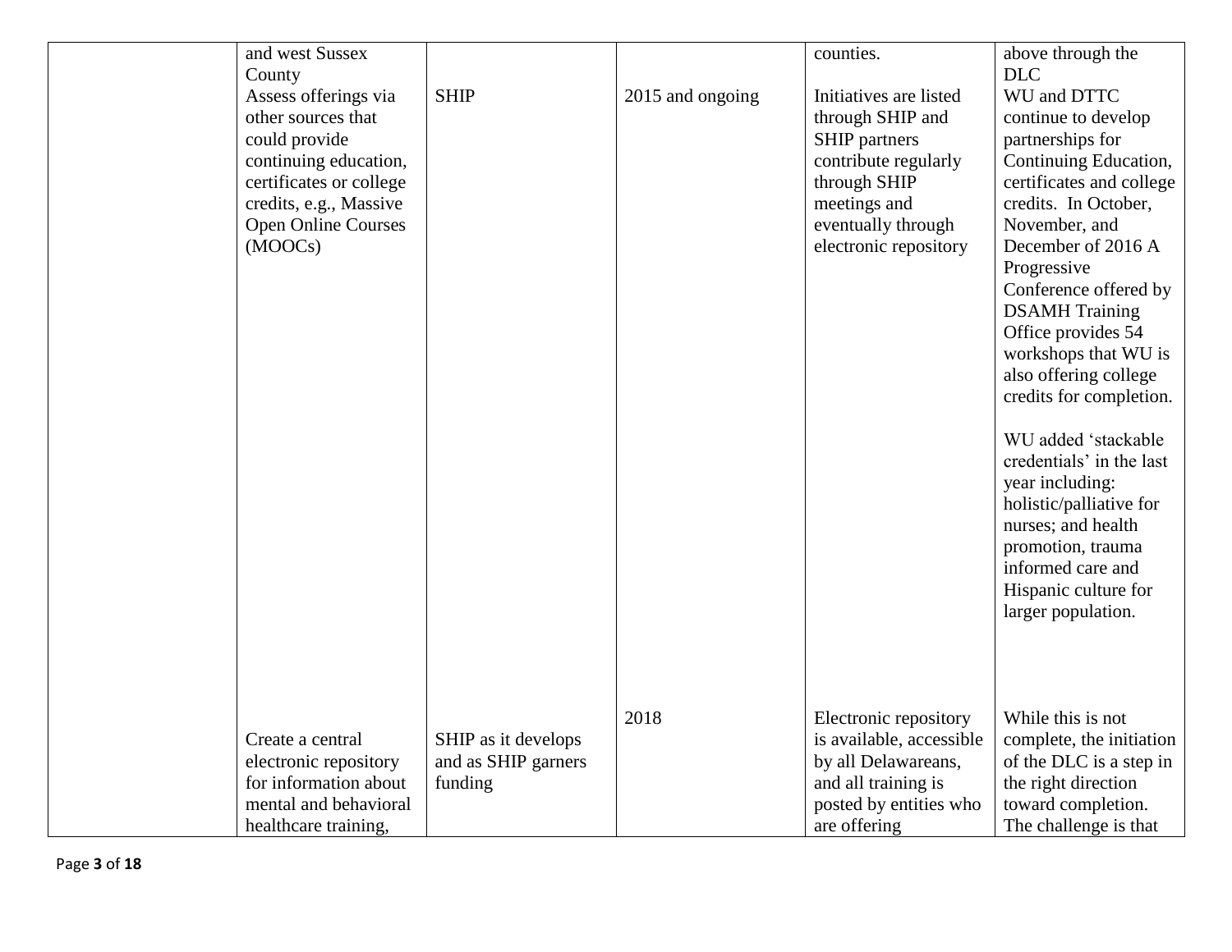|  |  |  |  |  |  |
|---|---|---|---|---|---|
|  | and west Sussex County |  |  | counties. | above through the DLC |
|  | Assess offerings via other sources that could provide continuing education, certificates or college credits, e.g., Massive Open Online Courses (MOOCs) | SHIP | 2015 and ongoing | Initiatives are listed through SHIP and SHIP partners contribute regularly through SHIP meetings and eventually through electronic repository | WU and DTTC continue to develop partnerships for Continuing Education, certificates and college credits. In October, November, and December of 2016 A Progressive Conference offered by DSAMH Training Office provides 54 workshops that WU is also offering college credits for completion.<br><br>WU added 'stackable credentials' in the last year including: holistic/palliative for nurses; and health promotion, trauma informed care and Hispanic culture for larger population. |
|  | Create a central electronic repository for information about mental and behavioral healthcare training, | SHIP as it develops and as SHIP garners funding | 2018 | Electronic repository is available, accessible by all Delawareans, and all training is posted by entities who are offering | While this is not complete, the initiation of the DLC is a step in the right direction toward completion. The challenge is that |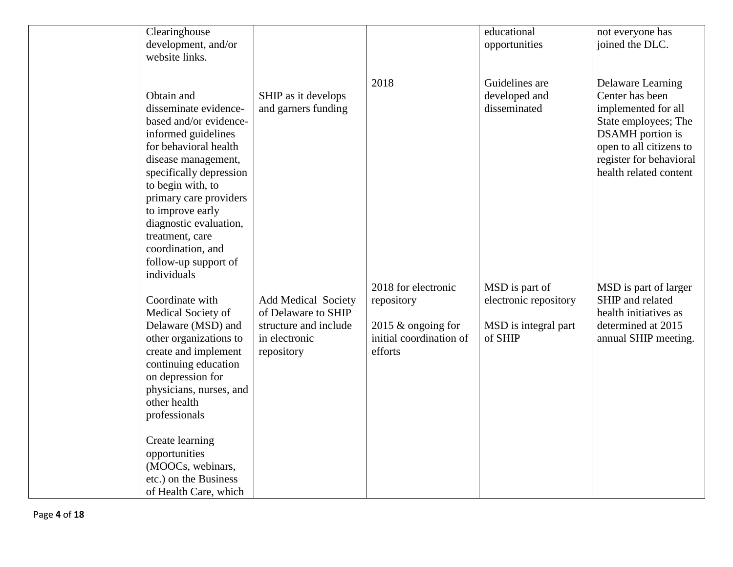|  |  |  |  |  |  |
|---|---|---|---|---|---|
|  | Clearinghouse development, and/or website links. |  |  | educational opportunities | not everyone has joined the DLC. |
|  | Obtain and disseminate evidence-based and/or evidence-informed guidelines for behavioral health disease management, specifically depression to begin with, to primary care providers to improve early diagnostic evaluation, treatment, care coordination, and follow-up support of individuals | SHIP as it develops and garners funding | 2018 | Guidelines are developed and disseminated | Delaware Learning Center has been implemented for all State employees; The DSAMH portion is open to all citizens to register for behavioral health related content |
|  | Coordinate with Medical Society of Delaware (MSD) and other organizations to create and implement continuing education on depression for physicians, nurses, and other health professionals | Add Medical Society of Delaware to SHIP structure and include in electronic repository | 2018 for electronic repository<br><br>2015 & ongoing for initial coordination of efforts | MSD is part of electronic repository<br><br>MSD is integral part of SHIP | MSD is part of larger SHIP and related health initiatives as determined at 2015 annual SHIP meeting. |
|  | Create learning opportunities (MOOCs, webinars, etc.) on the Business of Health Care, which |  |  |  |  |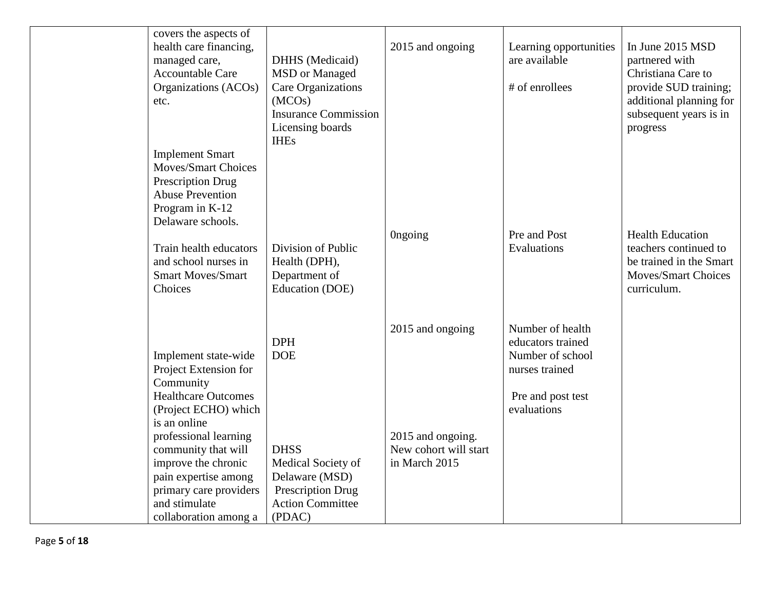| | | | | | |
|---|---|---|---|---|---|
| | covers the aspects of health care financing, managed care, Accountable Care Organizations (ACOs) etc. | DHHS (Medicaid) MSD or Managed Care Organizations (MCOs) Insurance Commission Licensing boards IHEs | 2015 and ongoing | Learning opportunities are available<br><br># of enrollees | In June 2015 MSD partnered with Christiana Care to provide SUD training; additional planning for subsequent years is in progress |
| | Implement Smart Moves/Smart Choices Prescription Drug Abuse Prevention Program in K-12 Delaware schools.<br><br>Train health educators and school nurses in Smart Moves/Smart Choices | Division of Public Health (DPH), Department of Education (DOE) | 0ngoing | Pre and Post Evaluations | Health Education teachers continued to be trained in the Smart Moves/Smart Choices curriculum. |
| | | DPH<br>DOE | 2015 and ongoing | Number of health educators trained<br>Number of school nurses trained<br><br>Pre and post test evaluations | |
| | Implement state-wide Project Extension for Community Healthcare Outcomes (Project ECHO) which is an online professional learning community that will improve the chronic pain expertise among primary care providers and stimulate collaboration among a | DHSS<br>Medical Society of Delaware (MSD)<br>Prescription Drug Action Committee (PDAC) | 2015 and ongoing. New cohort will start in March 2015 | | |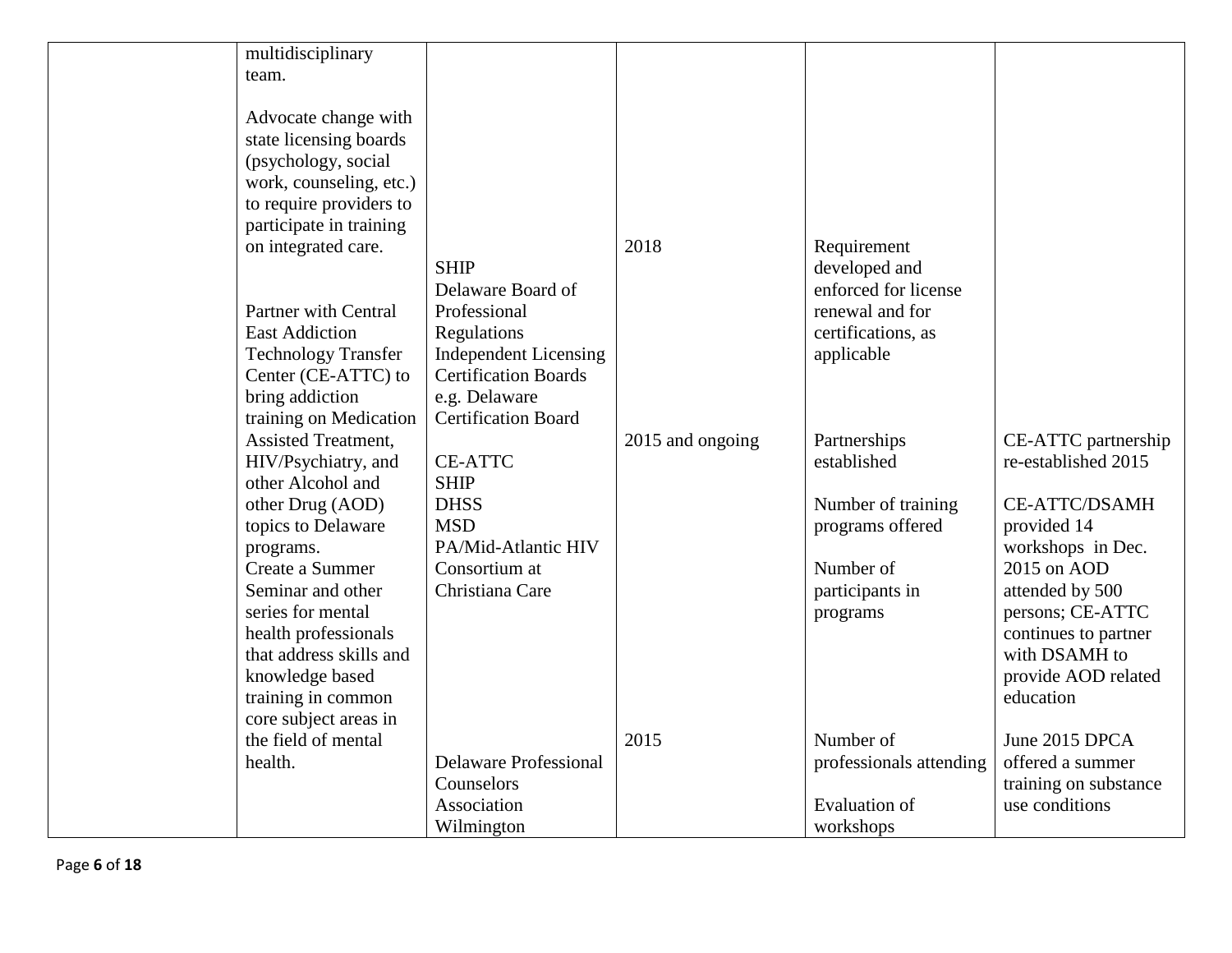| | | | | | |
|---|---|---|---|---|---|
| | multidisciplinary team. | | | | |
| | Advocate change with state licensing boards (psychology, social work, counseling, etc.) to require providers to participate in training on integrated care. | SHIP<br>Delaware Board of Professional Regulations<br>Independent Licensing Certification Boards e.g. Delaware Certification Board | 2018 | Requirement developed and enforced for license renewal and for certifications, as applicable | |
| | Partner with Central East Addiction Technology Transfer Center (CE-ATTC) to bring addiction training on Medication Assisted Treatment, HIV/Psychiatry, and other Alcohol and other Drug (AOD) topics to Delaware programs. | CE-ATTC<br>SHIP<br>DHSS<br>MSD<br>PA/Mid-Atlantic HIV Consortium at Christiana Care | 2015 and ongoing | Partnerships established<br><br>Number of training programs offered<br><br>Number of participants in programs | CE-ATTC partnership re-established 2015<br><br>CE-ATTC/DSAMH provided 14 workshops in Dec. 2015 on AOD attended by 500 persons; CE-ATTC continues to partner with DSAMH to provide AOD related education |
| | Create a Summer Seminar and other series for mental health professionals that address skills and knowledge based training in common core subject areas in the field of mental health. | Delaware Professional Counselors Association Wilmington | 2015 | Number of professionals attending<br><br>Evaluation of workshops | June 2015 DPCA offered a summer training on substance use conditions |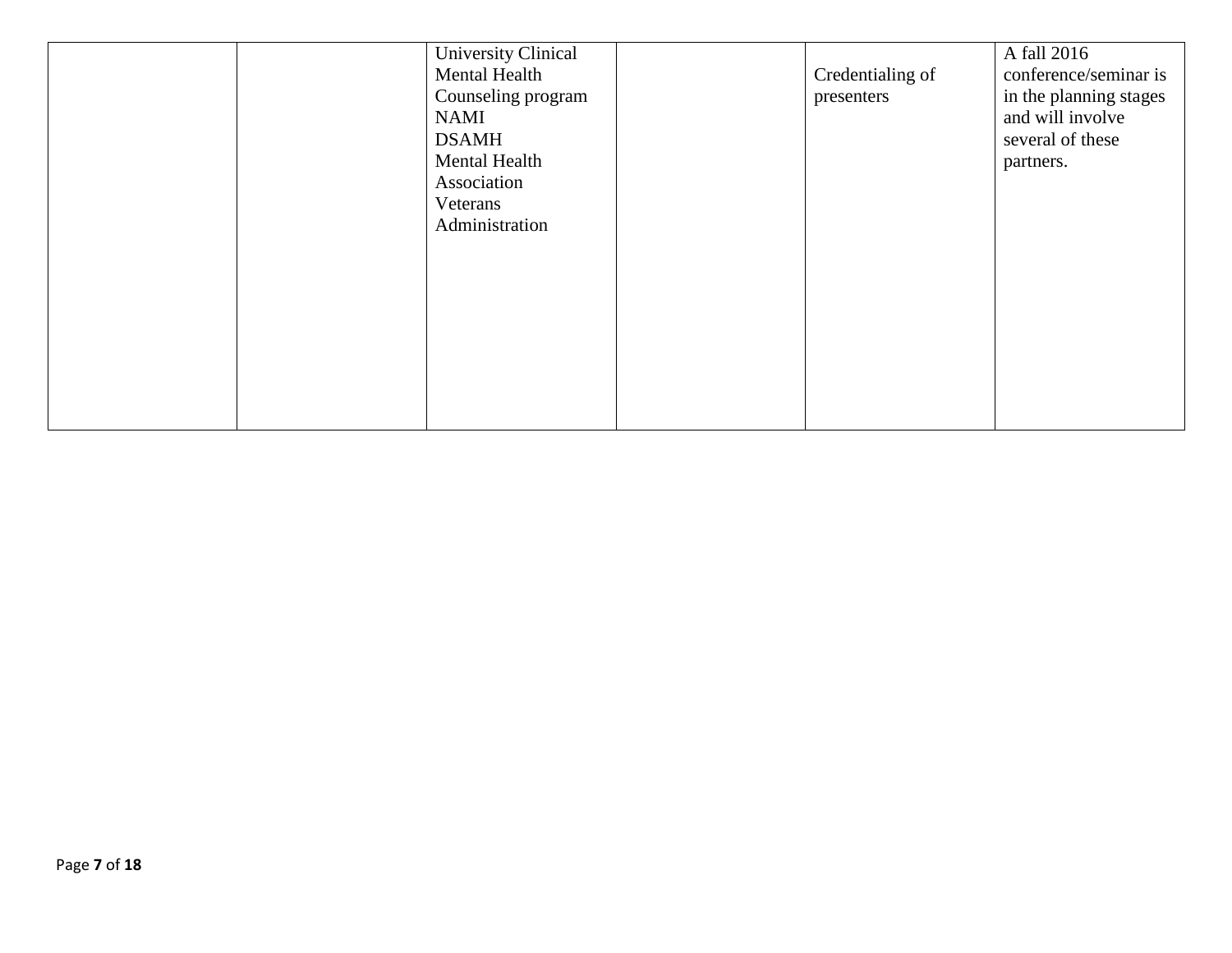| | | | | | |
|---|---|---|---|---|---|
| | | University Clinical Mental Health Counseling program<br>NAMI<br>DSAMH<br>Mental Health Association<br>Veterans Administration | | Credentialing of presenters | A fall 2016 conference/seminar is in the planning stages and will involve several of these partners. |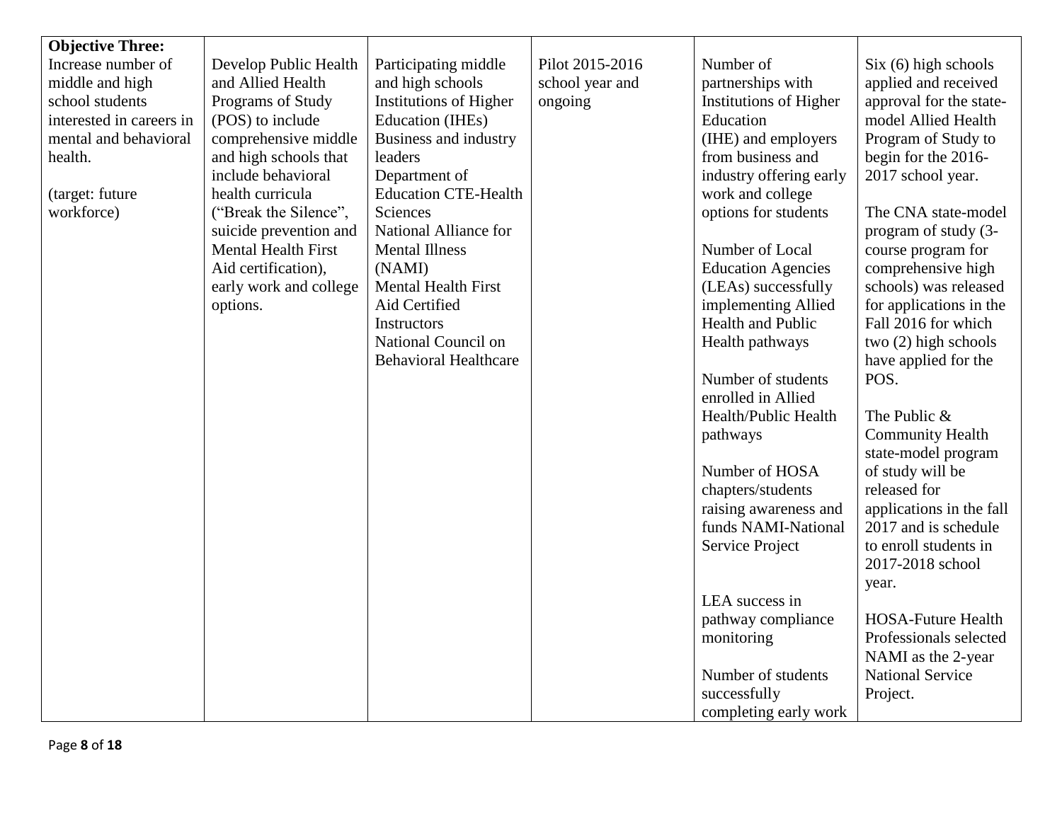| **Objective Three:** Increase number of middle and high school students interested in careers in mental and behavioral health. (target: future workforce) | Develop Public Health and Allied Health Programs of Study (POS) to include comprehensive middle and high schools that include behavioral health curricula ("Break the Silence", suicide prevention and Mental Health First Aid certification), early work and college options. | Participating middle and high schools Institutions of Higher Education (IHEs) Business and industry leaders Department of Education CTE-Health Sciences National Alliance for Mental Illness (NAMI) Mental Health First Aid Certified Instructors National Council on Behavioral Healthcare | Pilot 2015-2016 school year and ongoing | Number of partnerships with Institutions of Higher Education (IHE) and employers from business and industry offering early work and college options for students<br><br>Number of Local Education Agencies (LEAs) successfully implementing Allied Health and Public Health pathways<br><br>Number of students enrolled in Allied Health/Public Health pathways<br><br>Number of HOSA chapters/students raising awareness and funds NAMI-National Service Project<br><br>LEA success in pathway compliance monitoring<br><br>Number of students successfully completing early work | Six (6) high schools applied and received approval for the state-model Allied Health Program of Study to begin for the 2016-2017 school year.<br><br>The CNA state-model program of study (3-course program for comprehensive high schools) was released for applications in the Fall 2016 for which two (2) high schools have applied for the POS.<br><br>The Public & Community Health state-model program of study will be released for applications in the fall 2017 and is schedule to enroll students in 2017-2018 school year.<br><br>HOSA-Future Health Professionals selected NAMI as the 2-year National Service Project. |
|---|---|---|---|---|---|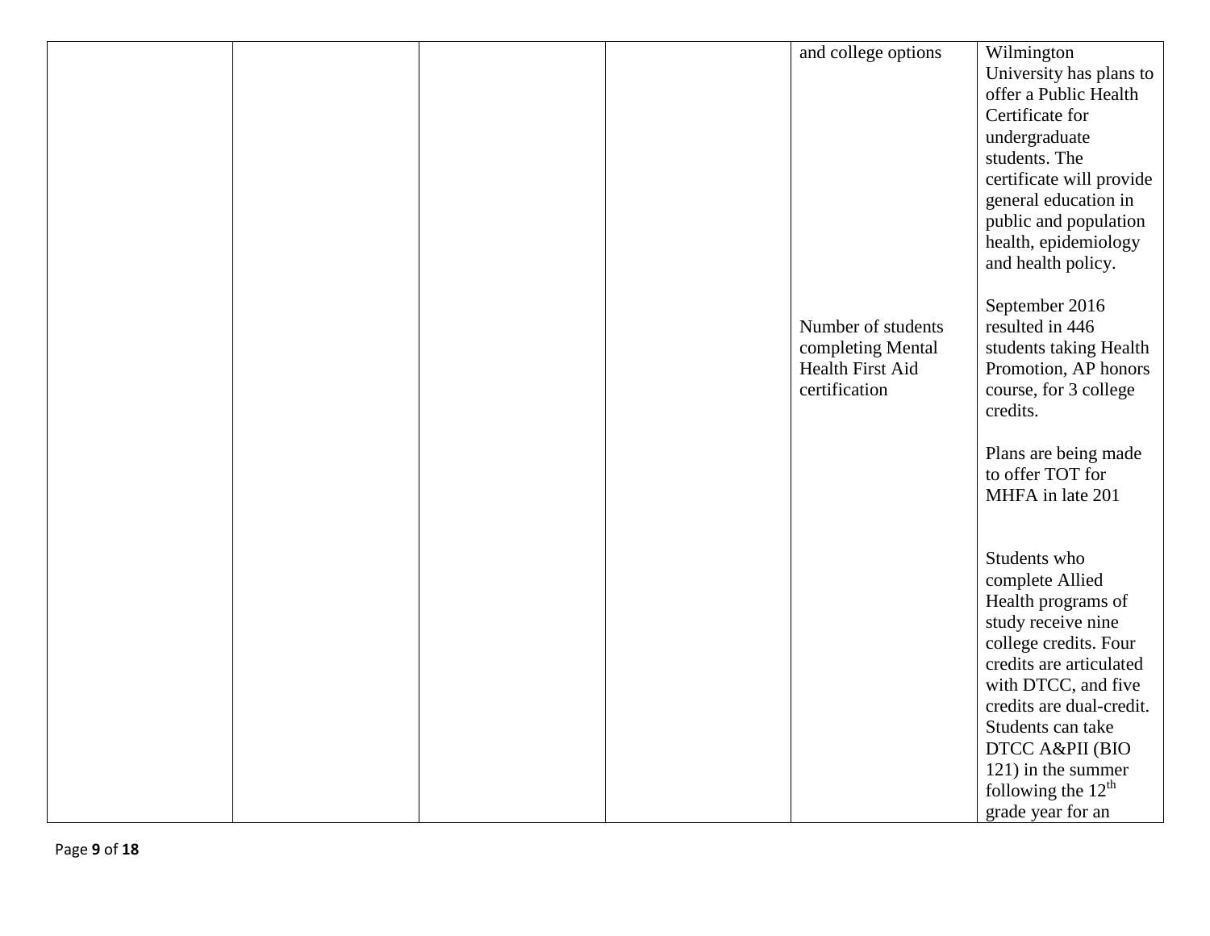|  |  |  |  |  |  |
|---|---|---|---|---|---|
|  |  |  |  | and college options<br><br>Number of students completing Mental Health First Aid certification | Wilmington University has plans to offer a Public Health Certificate for undergraduate students. The certificate will provide general education in public and population health, epidemiology and health policy.<br><br>September 2016 resulted in 446 students taking Health Promotion, AP honors course, for 3 college credits.<br><br>Plans are being made to offer TOT for MHFA in late 201<br><br>Students who complete Allied Health programs of study receive nine college credits. Four credits are articulated with DTCC, and five credits are dual-credit. Students can take DTCC A&PII (BIO 121) in the summer following the 12th grade year for an |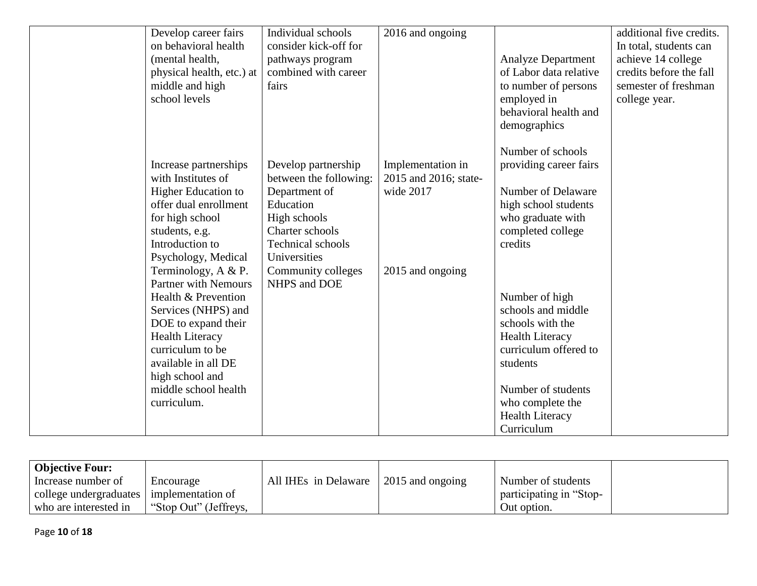| | | | | | |
|---|---|---|---|---|---|
| | Develop career fairs on behavioral health (mental health, physical health, etc.) at middle and high school levels | Individual schools consider kick-off for pathways program combined with career fairs | 2016 and ongoing | Analyze Department of Labor data relative to number of persons employed in behavioral health and demographics<br><br>Number of schools providing career fairs | additional five credits. In total, students can achieve 14 college credits before the fall semester of freshman college year. |
| | Increase partnerships with Institutes of Higher Education to offer dual enrollment for high school students, e.g. Introduction to Psychology, Medical Terminology, A & P. | Develop partnership between the following: Department of Education<br>High schools<br>Charter schools<br>Technical schools<br>Universities<br>Community colleges | Implementation in 2015 and 2016; state-wide 2017 | Number of Delaware high school students who graduate with completed college credits | |
| | Partner with Nemours Health & Prevention Services (NHPS) and DOE to expand their Health Literacy curriculum to be available in all DE high school and middle school health curriculum. | NHPS and DOE | 2015 and ongoing | Number of high schools and middle schools with the Health Literacy curriculum offered to students<br><br>Number of students who complete the Health Literacy Curriculum | |

| | | | | | |
|---|---|---|---|---|---|
| **Objective Four:** Increase number of college undergraduates who are interested in | Encourage implementation of "Stop Out" (Jeffreys, | All IHEs in Delaware | 2015 and ongoing | Number of students participating in "Stop-Out option. | |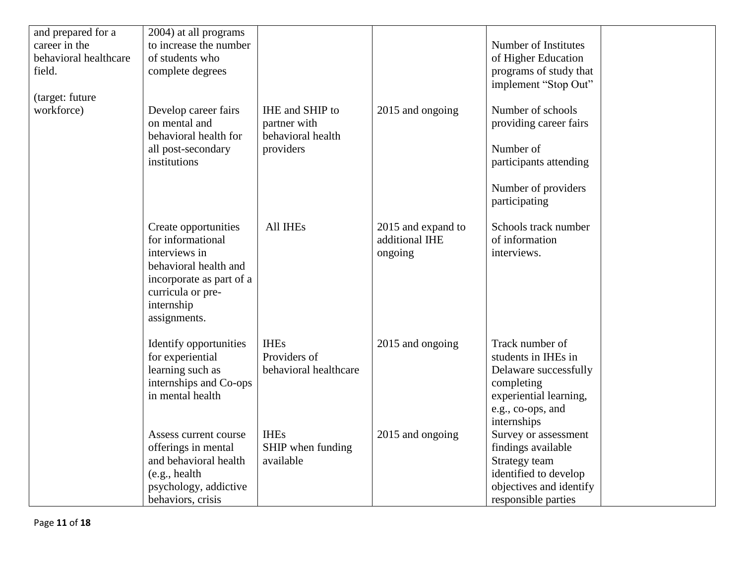| | | | | | |
|---|---|---|---|---|---|
| and prepared for a career in the behavioral healthcare field.<br><br>(target: future workforce) | 2004) at all programs to increase the number of students who complete degrees | | | Number of Institutes of Higher Education programs of study that implement “Stop Out” | |
| | Develop career fairs on mental and behavioral health for all post-secondary institutions | IHE and SHIP to partner with behavioral health providers | 2015 and ongoing | Number of schools providing career fairs<br><br>Number of participants attending<br><br>Number of providers participating | |
| | Create opportunities for informational interviews in behavioral health and incorporate as part of a curricula or pre-internship assignments. | All IHEs | 2015 and expand to additional IHE ongoing | Schools track number of information interviews. | |
| | Identify opportunities for experiential learning such as internships and Co-ops in mental health | IHEs<br>Providers of behavioral healthcare | 2015 and ongoing | Track number of students in IHEs in Delaware successfully completing experiential learning, e.g., co-ops, and internships | |
| | Assess current course offerings in mental and behavioral health (e.g., health psychology, addictive behaviors, crisis | IHEs<br>SHIP when funding available | 2015 and ongoing | Survey or assessment findings available<br>Strategy team identified to develop objectives and identify responsible parties | |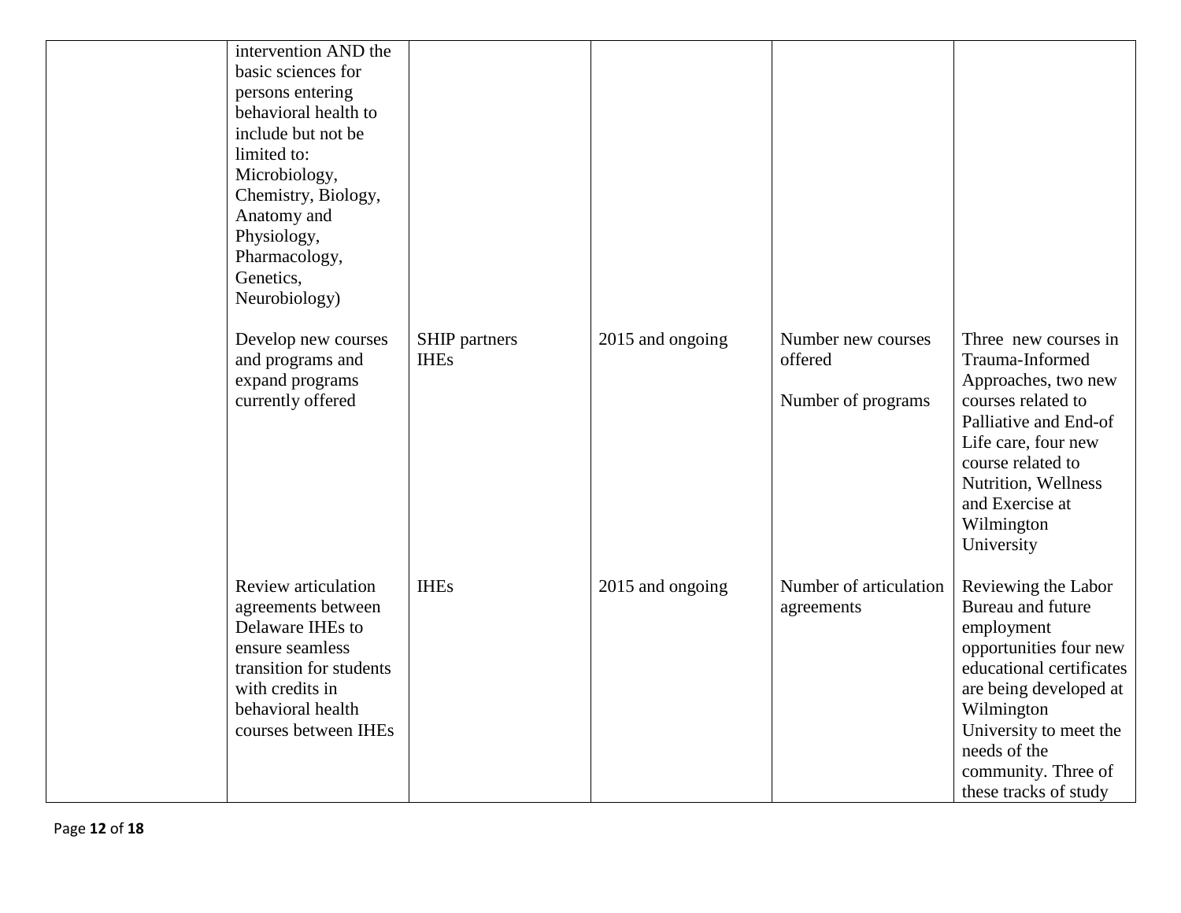| | | | | | |
|---|---|---|---|---|---|
| | intervention AND the basic sciences for persons entering behavioral health to include but not be limited to: Microbiology, Chemistry, Biology, Anatomy and Physiology, Pharmacology, Genetics, Neurobiology) | | | | |
| | Develop new courses and programs and expand programs currently offered | SHIP partners IHEs | 2015 and ongoing | Number new courses offered<br><br>Number of programs | Three new courses in Trauma-Informed Approaches, two new courses related to Palliative and End-of Life care, four new course related to Nutrition, Wellness and Exercise at Wilmington University |
| | Review articulation agreements between Delaware IHEs to ensure seamless transition for students with credits in behavioral health courses between IHEs | IHEs | 2015 and ongoing | Number of articulation agreements | Reviewing the Labor Bureau and future employment opportunities four new educational certificates are being developed at Wilmington University to meet the needs of the community. Three of these tracks of study |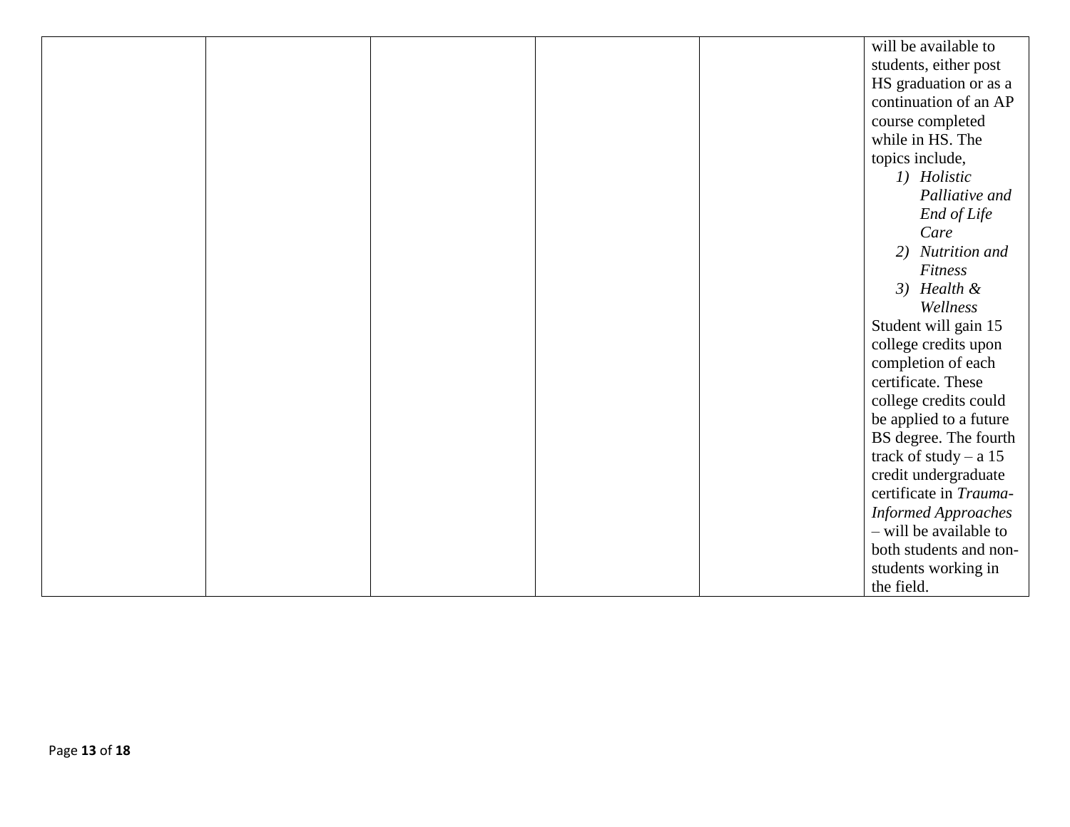| | | | | | |
|---|---|---|---|---|---|
| | | | | | will be available to students, either post HS graduation or as a continuation of an AP course completed while in HS. The topics include, 1) *Holistic Palliative and End of Life Care* 2) *Nutrition and Fitness* 3) *Health & Wellness* Student will gain 15 college credits upon completion of each certificate. These college credits could be applied to a future BS degree. The fourth track of study – a 15 credit undergraduate certificate in *Trauma-Informed Approaches* – will be available to both students and non-students working in the field. |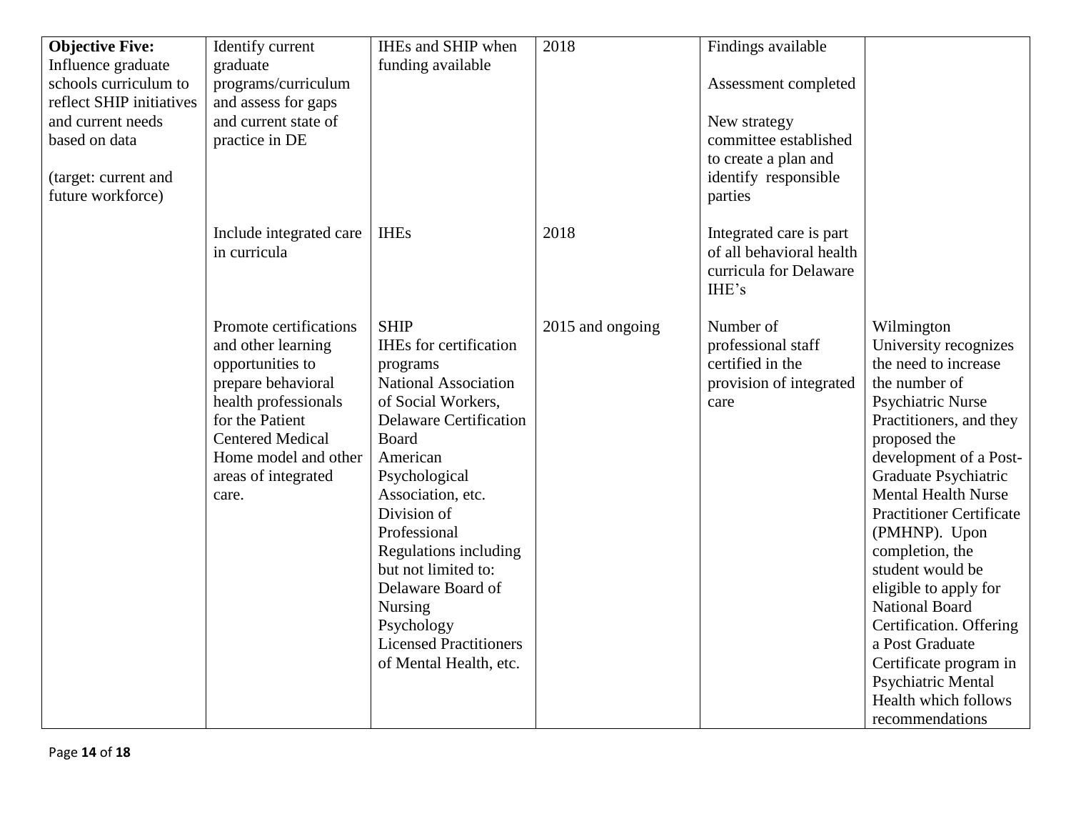| **Objective Five:** Influence graduate schools curriculum to reflect SHIP initiatives and current needs based on data<br><br>(target: current and future workforce) | Identify current graduate programs/curriculum and assess for gaps and current state of practice in DE | IHEs and SHIP when funding available | 2018 | Findings available<br><br>Assessment completed<br><br>New strategy committee established to create a plan and identify responsible parties | |
|---|---|---|---|---|---|
| | Include integrated care in curricula | IHEs | 2018 | Integrated care is part of all behavioral health curricula for Delaware IHE's | |
| | Promote certifications and other learning opportunities to prepare behavioral health professionals for the Patient Centered Medical Home model and other areas of integrated care. | SHIP<br>IHEs for certification programs<br>National Association of Social Workers,<br>Delaware Certification Board<br>American Psychological Association, etc.<br>Division of Professional Regulations including but not limited to:<br>Delaware Board of Nursing<br>Psychology<br>Licensed Practitioners of Mental Health, etc. | 2015 and ongoing | Number of professional staff certified in the provision of integrated care | Wilmington University recognizes the need to increase the number of Psychiatric Nurse Practitioners, and they proposed the development of a Post-Graduate Psychiatric Mental Health Nurse Practitioner Certificate (PMHNP). Upon completion, the student would be eligible to apply for National Board Certification. Offering a Post Graduate Certificate program in Psychiatric Mental Health which follows recommendations |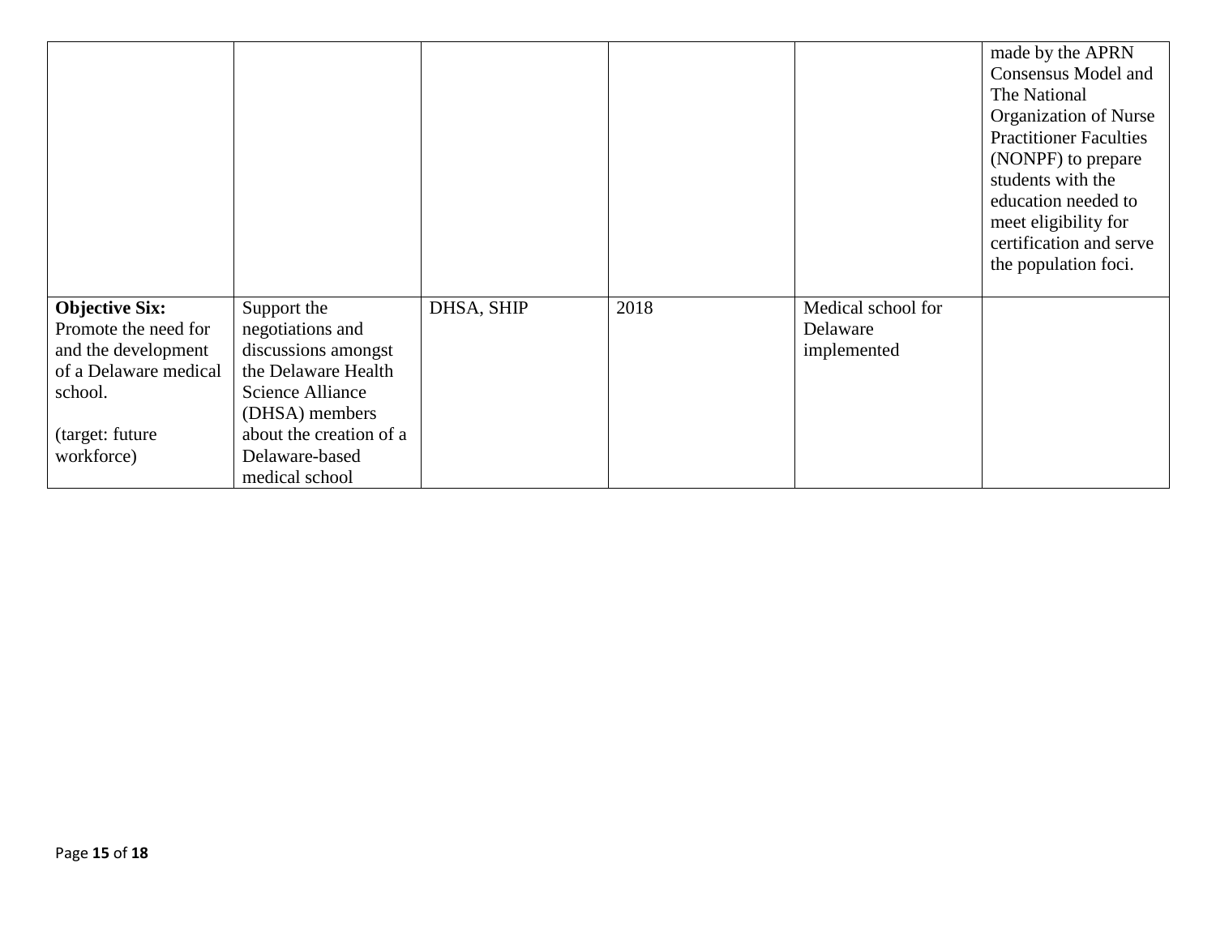| | | | | | |
|---|---|---|---|---|---|
| | | | | | made by the APRN Consensus Model and The National Organization of Nurse Practitioner Faculties (NONPF) to prepare students with the education needed to meet eligibility for certification and serve the population foci. |
| **Objective Six:** Promote the need for and the development of a Delaware medical school.<br><br>(target: future workforce) | Support the negotiations and discussions amongst the Delaware Health Science Alliance (DHSA) members about the creation of a Delaware-based medical school | DHSA, SHIP | 2018 | Medical school for Delaware implemented | |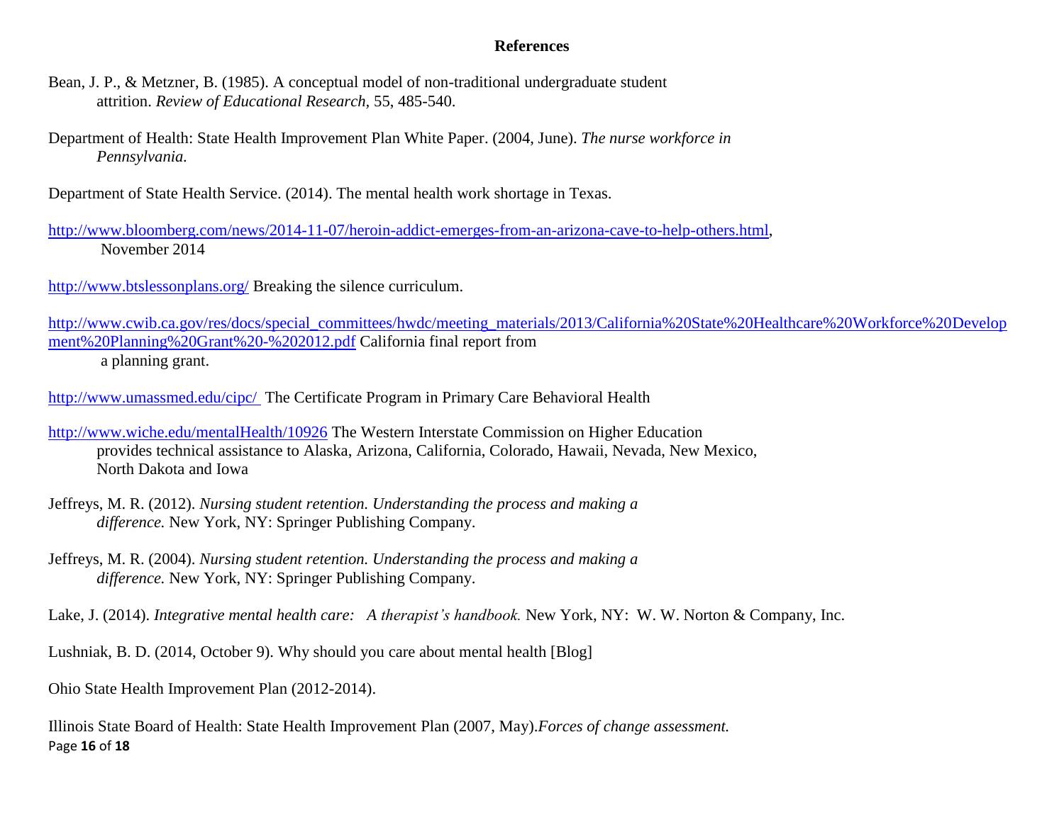## References

Bean, J. P., & Metzner, B. (1985). A conceptual model of non-traditional undergraduate student attrition. *Review of Educational Research,* 55, 485-540.

Department of Health: State Health Improvement Plan White Paper. (2004, June). *The nurse workforce in Pennsylvania.*

Department of State Health Service. (2014). The mental health work shortage in Texas.

http://www.bloomberg.com/news/2014-11-07/heroin-addict-emerges-from-an-arizona-cave-to-help-others.html, November 2014

http://www.btslessonplans.org/ Breaking the silence curriculum.

http://www.cwib.ca.gov/res/docs/special_committees/hwdc/meeting_materials/2013/California%20State%20Healthcare%20Workforce%20Development%20Planning%20Grant%20-%202012.pdf California final report from a planning grant.

http://www.umassmed.edu/cipc/ The Certificate Program in Primary Care Behavioral Health

http://www.wiche.edu/mentalHealth/10926 The Western Interstate Commission on Higher Education provides technical assistance to Alaska, Arizona, California, Colorado, Hawaii, Nevada, New Mexico, North Dakota and Iowa

Jeffreys, M. R. (2012). *Nursing student retention. Understanding the process and making a difference.* New York, NY: Springer Publishing Company.

Jeffreys, M. R. (2004). *Nursing student retention. Understanding the process and making a difference.* New York, NY: Springer Publishing Company.

Lake, J. (2014). *Integrative mental health care: A therapist's handbook.* New York, NY: W. W. Norton & Company, Inc.

Lushniak, B. D. (2014, October 9). Why should you care about mental health [Blog]

Ohio State Health Improvement Plan (2012-2014).

Illinois State Board of Health: State Health Improvement Plan (2007, May).*Forces of change assessment.*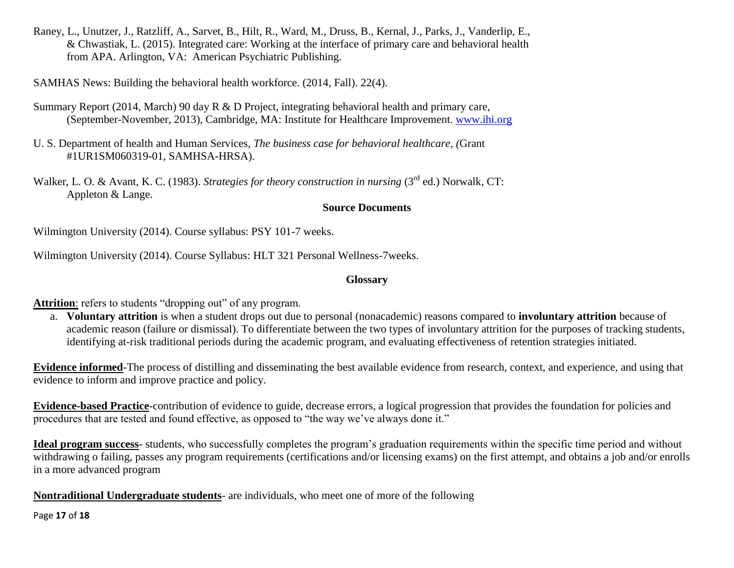Raney, L., Unutzer, J., Ratzliff, A., Sarvet, B., Hilt, R., Ward, M., Druss, B., Kernal, J., Parks, J., Vanderlip, E., & Chwastiak, L. (2015). Integrated care: Working at the interface of primary care and behavioral health from APA. Arlington, VA: American Psychiatric Publishing.

SAMHAS News: Building the behavioral health workforce. (2014, Fall). 22(4).

Summary Report (2014, March) 90 day R & D Project, integrating behavioral health and primary care, (September-November, 2013), Cambridge, MA: Institute for Healthcare Improvement. [www.ihi.org](www.ihi.org)

U. S. Department of health and Human Services, *The business case for behavioral healthcare, (*Grant #1UR1SM060319-01, SAMHSA-HRSA).

Walker, L. O. & Avant, K. C. (1983). *Strategies for theory construction in nursing* (3rd ed.) Norwalk, CT: Appleton & Lange.

## Source Documents

Wilmington University (2014). Course syllabus: PSY 101-7 weeks.

Wilmington University (2014). Course Syllabus: HLT 321 Personal Wellness-7weeks.

## Glossary

**Attrition**: refers to students "dropping out" of any program.

a. **Voluntary attrition** is when a student drops out due to personal (nonacademic) reasons compared to **involuntary attrition** because of academic reason (failure or dismissal). To differentiate between the two types of involuntary attrition for the purposes of tracking students, identifying at-risk traditional periods during the academic program, and evaluating effectiveness of retention strategies initiated.

**Evidence informed**-The process of distilling and disseminating the best available evidence from research, context, and experience, and using that evidence to inform and improve practice and policy.

**Evidence-based Practice**-contribution of evidence to guide, decrease errors, a logical progression that provides the foundation for policies and procedures that are tested and found effective, as opposed to "the way we've always done it."

**Ideal program success**- students, who successfully completes the program's graduation requirements within the specific time period and without withdrawing o failing, passes any program requirements (certifications and/or licensing exams) on the first attempt, and obtains a job and/or enrolls in a more advanced program

**Nontraditional Undergraduate students**- are individuals, who meet one of more of the following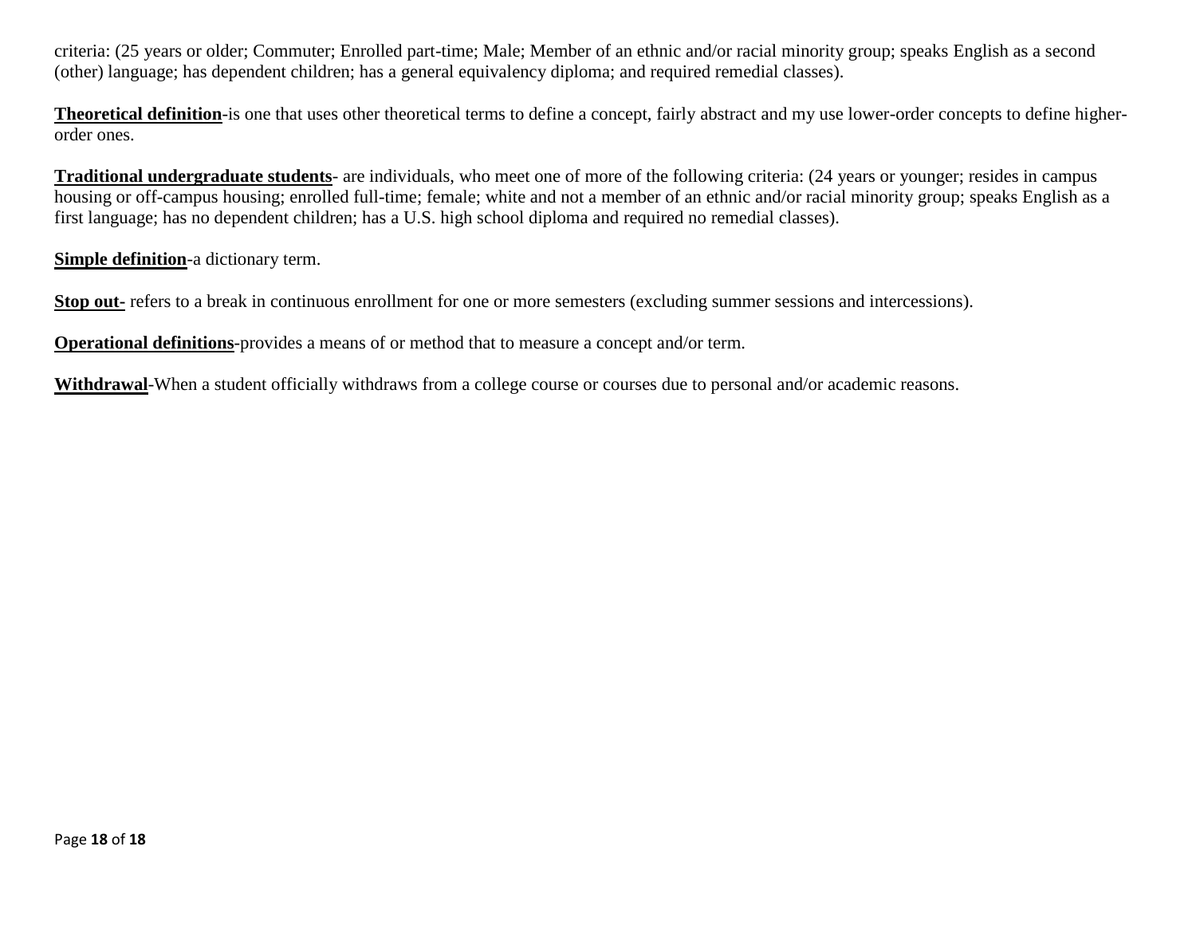criteria: (25 years or older; Commuter; Enrolled part-time; Male; Member of an ethnic and/or racial minority group; speaks English as a second (other) language; has dependent children; has a general equivalency diploma; and required remedial classes).

**Theoretical definition**-is one that uses other theoretical terms to define a concept, fairly abstract and my use lower-order concepts to define higher-order ones.

**Traditional undergraduate students**- are individuals, who meet one of more of the following criteria: (24 years or younger; resides in campus housing or off-campus housing; enrolled full-time; female; white and not a member of an ethnic and/or racial minority group; speaks English as a first language; has no dependent children; has a U.S. high school diploma and required no remedial classes).

**Simple definition**-a dictionary term.

**Stop out-** refers to a break in continuous enrollment for one or more semesters (excluding summer sessions and intercessions).

**Operational definitions**-provides a means of or method that to measure a concept and/or term.

**Withdrawal**-When a student officially withdraws from a college course or courses due to personal and/or academic reasons.